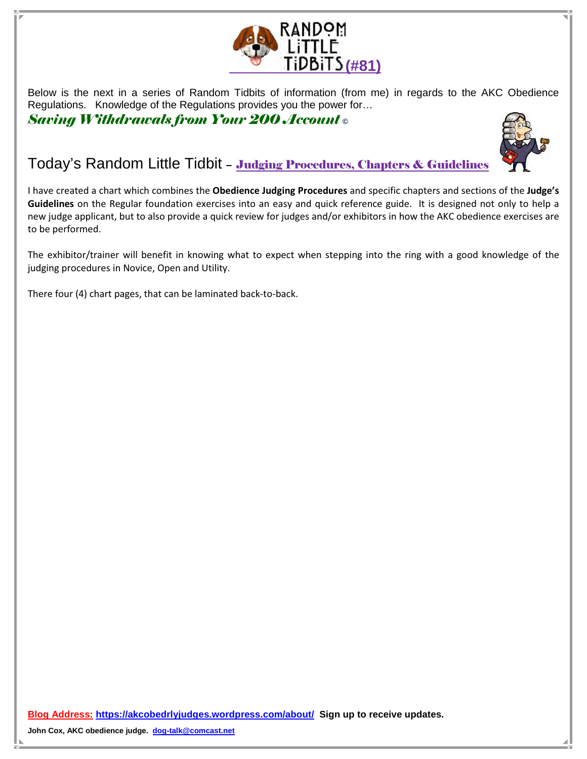# RANDOM LITTLE TIDBITS (#81)

Below is the next in a series of Random Tidbits of information (from me) in regards to the AKC Obedience Regulations. Knowledge of the Regulations provides you the power for…

***Saving Withdrawals from Your 200 Account*** ©

## Today's Random Little Tidbit – Judging Procedures, Chapters & Guidelines

I have created a chart which combines the **Obedience Judging Procedures** and specific chapters and sections of the **Judge's Guidelines** on the Regular foundation exercises into an easy and quick reference guide. It is designed not only to help a new judge applicant, but to also provide a quick review for judges and/or exhibitors in how the AKC obedience exercises are to be performed.

The exhibitor/trainer will benefit in knowing what to expect when stepping into the ring with a good knowledge of the judging procedures in Novice, Open and Utility.

There four (4) chart pages, that can be laminated back-to-back.

**Blog Address:** https://akcobedrlyjudges.wordpress.com/about/ **Sign up to receive updates.**

**John Cox, AKC obedience judge.** dog-talk@comcast.net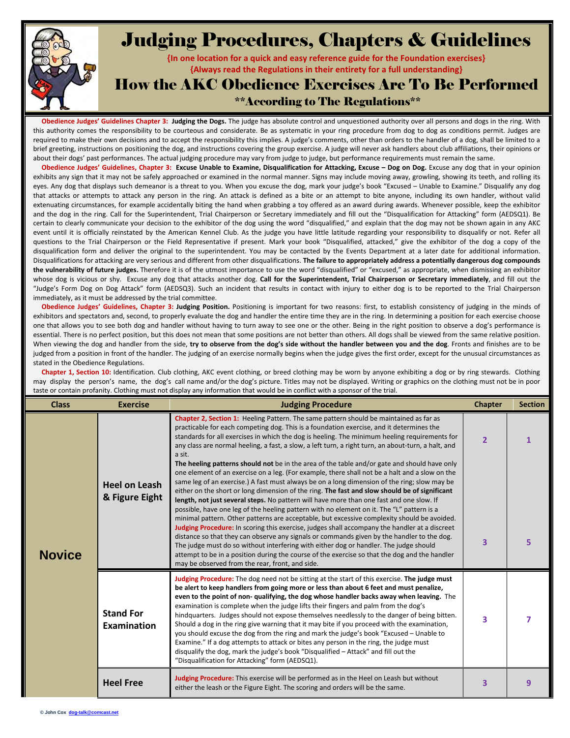# Judging Procedures, Chapters & Guidelines

{In one location for a quick and easy reference guide for the Foundation exercises}

{Always read the Regulations in their entirety for a full understanding}

## How the AKC Obedience Exercises Are To Be Performed

**According to The Regulations**

**Obedience Judges' Guidelines Chapter 3: Judging the Dogs.** The judge has absolute control and unquestioned authority over all persons and dogs in the ring. With this authority comes the responsibility to be courteous and considerate. Be as systematic in your ring procedure from dog to dog as conditions permit. Judges are required to make their own decisions and to accept the responsibility this implies. A judge's comments, other than orders to the handler of a dog, shall be limited to a brief greeting, instructions on positioning the dog, and instructions covering the group exercise. A judge will never ask handlers about club affiliations, their opinions or about their dogs' past performances. The actual judging procedure may vary from judge to judge, but performance requirements must remain the same.

**Obedience Judges' Guidelines, Chapter 3: Excuse Unable to Examine, Disqualification for Attacking, Excuse – Dog on Dog.** Excuse any dog that in your opinion exhibits any sign that it may not be safely approached or examined in the normal manner. Signs may include moving away, growling, showing its teeth, and rolling its eyes. Any dog that displays such demeanor is a threat to you. When you excuse the dog, mark your judge's book "Excused – Unable to Examine." Disqualify any dog that attacks or attempts to attack any person in the ring. An attack is defined as a bite or an attempt to bite anyone, including its own handler, without valid extenuating circumstances, for example accidentally biting the hand when grabbing a toy offered as an award during awards. Whenever possible, keep the exhibitor and the dog in the ring. Call for the Superintendent, Trial Chairperson or Secretary immediately and fill out the "Disqualification for Attacking" form (AEDSQ1). Be certain to clearly communicate your decision to the exhibitor of the dog using the word "disqualified," and explain that the dog may not be shown again in any AKC event until it is officially reinstated by the American Kennel Club. As the judge you have little latitude regarding your responsibility to disqualify or not. Refer all questions to the Trial Chairperson or the Field Representative if present. Mark your book "Disqualified, attacked," give the exhibitor of the dog a copy of the disqualification form and deliver the original to the superintendent. You may be contacted by the Events Department at a later date for additional information. Disqualifications for attacking are very serious and different from other disqualifications. **The failure to appropriately address a potentially dangerous dog compounds the vulnerability of future judges.** Therefore it is of the utmost importance to use the word "disqualified" or "excused," as appropriate, when dismissing an exhibitor whose dog is vicious or shy. Excuse any dog that attacks another dog. **Call for the Superintendent, Trial Chairperson or Secretary immediately**, and fill out the "Judge's Form Dog on Dog Attack" form (AEDSQ3). Such an incident that results in contact with injury to either dog is to be reported to the Trial Chairperson immediately, as it must be addressed by the trial committee.

**Obedience Judges' Guidelines, Chapter 3: Judging Position.** Positioning is important for two reasons: first, to establish consistency of judging in the minds of exhibitors and spectators and, second, to properly evaluate the dog and handler the entire time they are in the ring. In determining a position for each exercise choose one that allows you to see both dog and handler without having to turn away to see one or the other. Being in the right position to observe a dog's performance is essential. There is no perfect position, but this does not mean that some positions are not better than others. All dogs shall be viewed from the same relative position. When viewing the dog and handler from the side, **try to observe from the dog's side without the handler between you and the dog**. Fronts and finishes are to be judged from a position in front of the handler. The judging of an exercise normally begins when the judge gives the first order, except for the unusual circumstances as stated in the Obedience Regulations.

**Chapter 1, Section 10:** Identification. Club clothing, AKC event clothing, or breed clothing may be worn by anyone exhibiting a dog or by ring stewards. Clothing may display the person's name, the dog's call name and/or the dog's picture. Titles may not be displayed. Writing or graphics on the clothing must not be in poor taste or contain profanity. Clothing must not display any information that would be in conflict with a sponsor of the trial.

| Class | Exercise | Judging Procedure | Chapter | Section |
|---|---|---|---|---|
| **Novice** | **Heel on Leash & Figure Eight** | **Chapter 2, Section 1:** Heeling Pattern. The same pattern should be maintained as far as practicable for each competing dog. This is a foundation exercise, and it determines the standards for all exercises in which the dog is heeling. The minimum heeling requirements for any class are normal heeling, a fast, a slow, a left turn, a right turn, an about-turn, a halt, and a sit. **The heeling patterns should not** be in the area of the table and/or gate and should have only one element of an exercise on a leg. (For example, there shall not be a halt and a slow on the same leg of an exercise.) A fast must always be on a long dimension of the ring; slow may be either on the short or long dimension of the ring. **The fast and slow should be of significant length, not just several steps.** No pattern will have more than one fast and one slow. If possible, have one leg of the heeling pattern with no element on it. The "L" pattern is a minimal pattern. Other patterns are acceptable, but excessive complexity should be avoided. | 2 | 1 |
| | | **Judging Procedure:** In scoring this exercise, judges shall accompany the handler at a discreet distance so that they can observe any signals or commands given by the handler to the dog. The judge must do so without interfering with either dog or handler. The judge should attempt to be in a position during the course of the exercise so that the dog and the handler may be observed from the rear, front, and side. | 3 | 5 |
| | **Stand For Examination** | **Judging Procedure:** The dog need not be sitting at the start of this exercise. **The judge must be alert to keep handlers from going more or less than about 6 feet and must penalize, even to the point of non- qualifying, the dog whose handler backs away when leaving.** The examination is complete when the judge lifts their fingers and palm from the dog's hindquarters. Judges should not expose themselves needlessly to the danger of being bitten. Should a dog in the ring give warning that it may bite if you proceed with the examination, you should excuse the dog from the ring and mark the judge's book "Excused – Unable to Examine." If a dog attempts to attack or bites any person in the ring, the judge must disqualify the dog, mark the judge's book "Disqualified – Attack" and fill out the "Disqualification for Attacking" form (AEDSQ1). | 3 | 7 |
| | **Heel Free** | **Judging Procedure:** This exercise will be performed as in the Heel on Leash but without either the leash or the Figure Eight. The scoring and orders will be the same. | 3 | 9 |

© John Cox dog-talk@comcast.net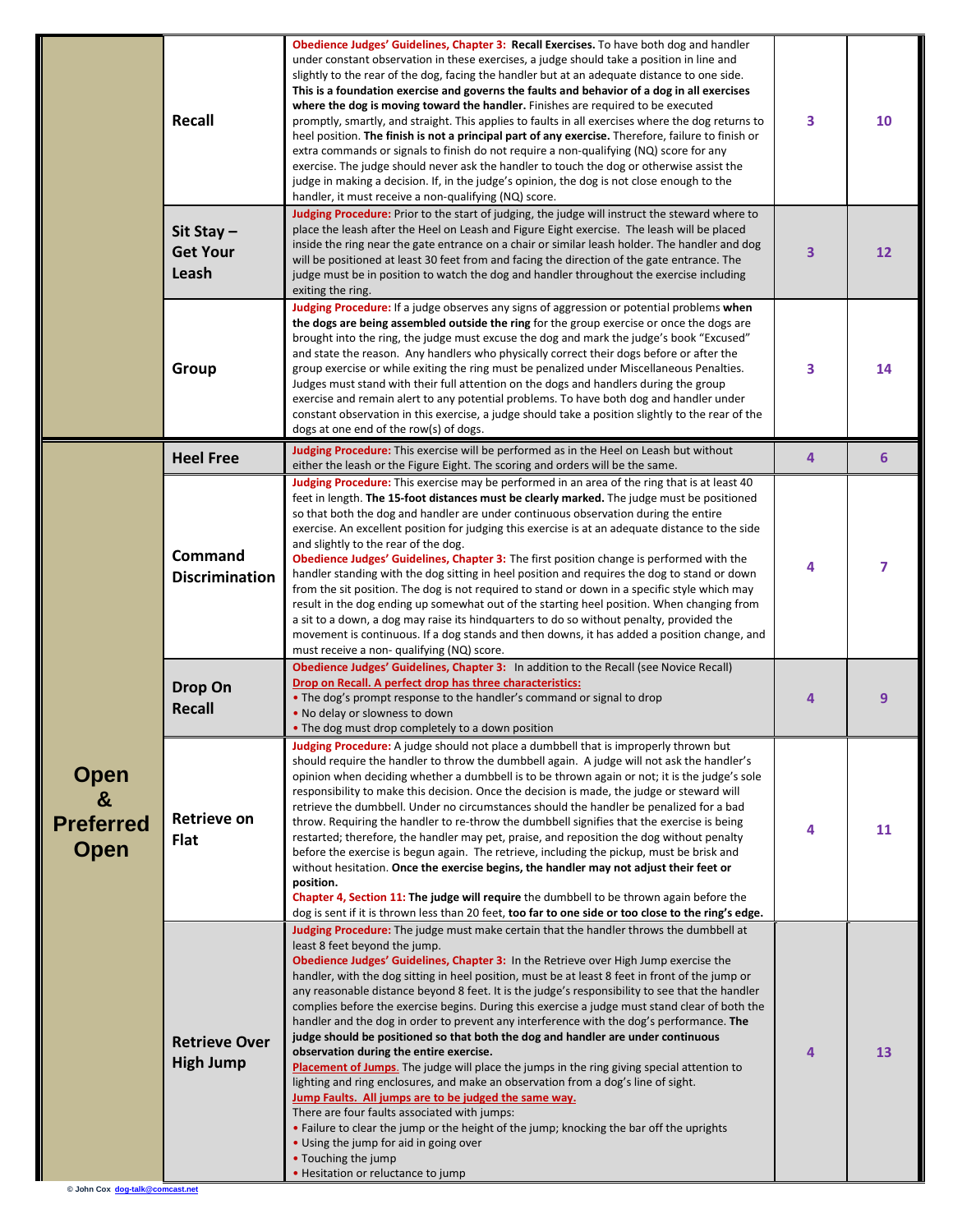| | | | | |
|---|---|---|---|---|
| | **Recall** | **Obedience Judges' Guidelines, Chapter 3: Recall Exercises.** To have both dog and handler under constant observation in these exercises, a judge should take a position in line and slightly to the rear of the dog, facing the handler but at an adequate distance to one side. **This is a foundation exercise and governs the faults and behavior of a dog in all exercises where the dog is moving toward the handler.** Finishes are required to be executed promptly, smartly, and straight. This applies to faults in all exercises where the dog returns to heel position. **The finish is not a principal part of any exercise.** Therefore, failure to finish or extra commands or signals to finish do not require a non-qualifying (NQ) score for any exercise. The judge should never ask the handler to touch the dog or otherwise assist the judge in making a decision. If, in the judge's opinion, the dog is not close enough to the handler, it must receive a non-qualifying (NQ) score. | 3 | 10 |
| | **Sit Stay – Get Your Leash** | **Judging Procedure:** Prior to the start of judging, the judge will instruct the steward where to place the leash after the Heel on Leash and Figure Eight exercise. The leash will be placed inside the ring near the gate entrance on a chair or similar leash holder. The handler and dog will be positioned at least 30 feet from and facing the direction of the gate entrance. The judge must be in position to watch the dog and handler throughout the exercise including exiting the ring. | 3 | 12 |
| | **Group** | **Judging Procedure:** If a judge observes any signs of aggression or potential problems **when the dogs are being assembled outside the ring** for the group exercise or once the dogs are brought into the ring, the judge must excuse the dog and mark the judge's book "Excused" and state the reason. Any handlers who physically correct their dogs before or after the group exercise or while exiting the ring must be penalized under Miscellaneous Penalties. Judges must stand with their full attention on the dogs and handlers during the group exercise and remain alert to any potential problems. To have both dog and handler under constant observation in this exercise, a judge should take a position slightly to the rear of the dogs at one end of the row(s) of dogs. | 3 | 14 |
| **Open & Preferred Open** | **Heel Free** | **Judging Procedure:** This exercise will be performed as in the Heel on Leash but without either the leash or the Figure Eight. The scoring and orders will be the same. | 4 | 6 |
| | **Command Discrimination** | **Judging Procedure:** This exercise may be performed in an area of the ring that is at least 40 feet in length. **The 15-foot distances must be clearly marked.** The judge must be positioned so that both the dog and handler are under continuous observation during the entire exercise. An excellent position for judging this exercise is at an adequate distance to the side and slightly to the rear of the dog.<br>**Obedience Judges' Guidelines, Chapter 3:** The first position change is performed with the handler standing with the dog sitting in heel position and requires the dog to stand or down from the sit position. The dog is not required to stand or down in a specific style which may result in the dog ending up somewhat out of the starting heel position. When changing from a sit to a down, a dog may raise its hindquarters to do so without penalty, provided the movement is continuous. If a dog stands and then downs, it has added a position change, and must receive a non- qualifying (NQ) score. | 4 | 7 |
| | **Drop On Recall** | **Obedience Judges' Guidelines, Chapter 3:** In addition to the Recall (see Novice Recall)<br>**Drop on Recall. A perfect drop has three characteristics:**<br>• The dog's prompt response to the handler's command or signal to drop<br>• No delay or slowness to down<br>• The dog must drop completely to a down position | 4 | 9 |
| | **Retrieve on Flat** | **Judging Procedure:** A judge should not place a dumbbell that is improperly thrown but should require the handler to throw the dumbbell again. A judge will not ask the handler's opinion when deciding whether a dumbbell is to be thrown again or not; it is the judge's sole responsibility to make this decision. Once the decision is made, the judge or steward will retrieve the dumbbell. Under no circumstances should the handler be penalized for a bad throw. Requiring the handler to re-throw the dumbbell signifies that the exercise is being restarted; therefore, the handler may pet, praise, and reposition the dog without penalty before the exercise is begun again. The retrieve, including the pickup, must be brisk and without hesitation. **Once the exercise begins, the handler may not adjust their feet or position.**<br>**Chapter 4, Section 11: The judge will require** the dumbbell to be thrown again before the dog is sent if it is thrown less than 20 feet, **too far to one side or too close to the ring's edge.** | 4 | 11 |
| | **Retrieve Over High Jump** | **Judging Procedure:** The judge must make certain that the handler throws the dumbbell at least 8 feet beyond the jump.<br>**Obedience Judges' Guidelines, Chapter 3:** In the Retrieve over High Jump exercise the handler, with the dog sitting in heel position, must be at least 8 feet in front of the jump or any reasonable distance beyond 8 feet. It is the judge's responsibility to see that the handler complies before the exercise begins. During this exercise a judge must stand clear of both the handler and the dog in order to prevent any interference with the dog's performance. **The judge should be positioned so that both the dog and handler are under continuous observation during the entire exercise.**<br>**Placement of Jumps.** The judge will place the jumps in the ring giving special attention to lighting and ring enclosures, and make an observation from a dog's line of sight.<br>**Jump Faults. All jumps are to be judged the same way.**<br>There are four faults associated with jumps:<br>• Failure to clear the jump or the height of the jump; knocking the bar off the uprights<br>• Using the jump for aid in going over<br>• Touching the jump<br>• Hesitation or reluctance to jump | 4 | 13 |

© John Cox dog-talk@comcast.net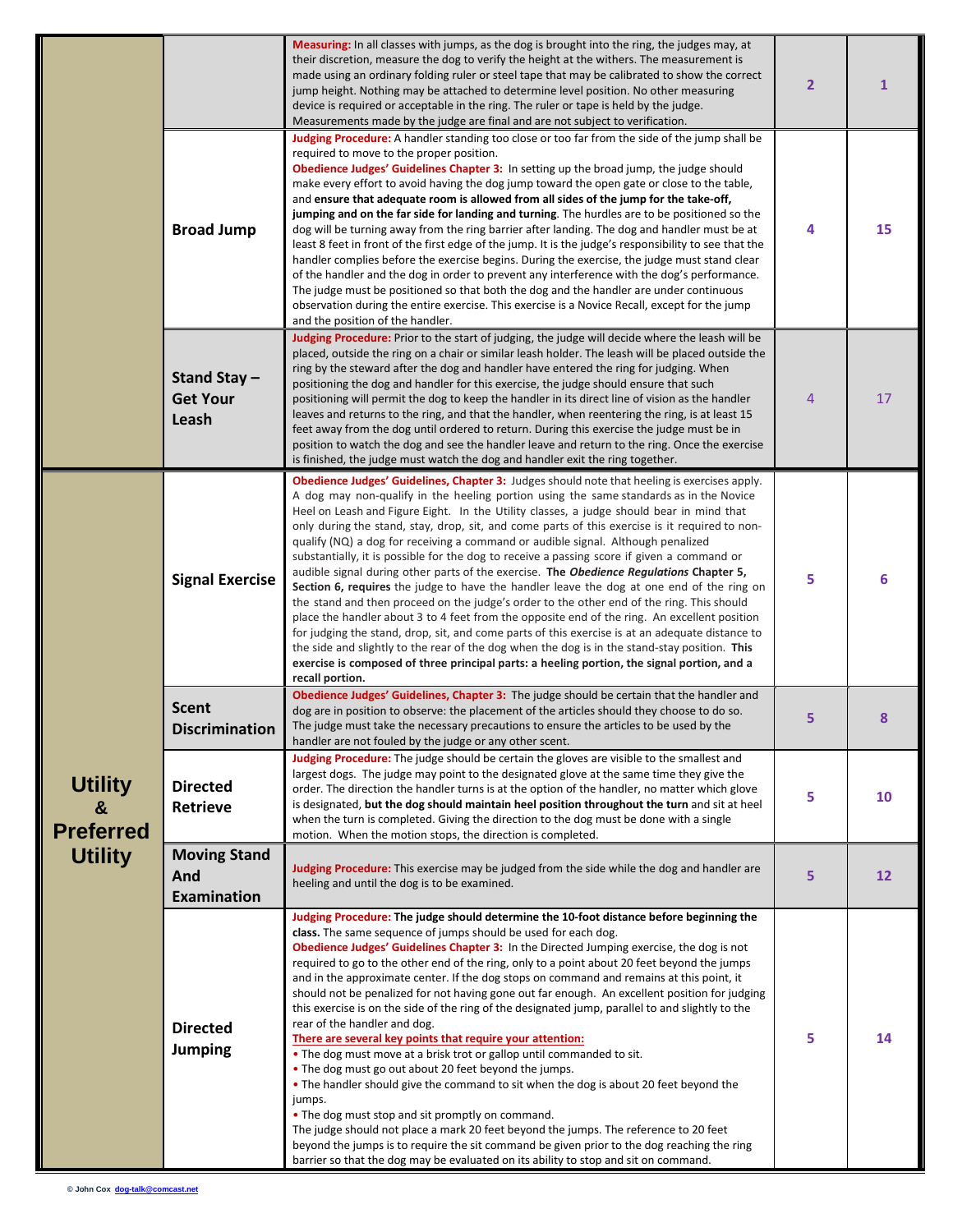| | | | | |
|---|---|---|---|---|
| | | **Measuring:** In all classes with jumps, as the dog is brought into the ring, the judges may, at their discretion, measure the dog to verify the height at the withers. The measurement is made using an ordinary folding ruler or steel tape that may be calibrated to show the correct jump height. Nothing may be attached to determine level position. No other measuring device is required or acceptable in the ring. The ruler or tape is held by the judge. Measurements made by the judge are final and are not subject to verification. | 2 | 1 |
| | **Broad Jump** | **Judging Procedure:** A handler standing too close or too far from the side of the jump shall be required to move to the proper position. **Obedience Judges' Guidelines Chapter 3:** In setting up the broad jump, the judge should make every effort to avoid having the dog jump toward the open gate or close to the table, and **ensure that adequate room is allowed from all sides of the jump for the take-off, jumping and on the far side for landing and turning**. The hurdles are to be positioned so the dog will be turning away from the ring barrier after landing. The dog and handler must be at least 8 feet in front of the first edge of the jump. It is the judge's responsibility to see that the handler complies before the exercise begins. During the exercise, the judge must stand clear of the handler and the dog in order to prevent any interference with the dog's performance. The judge must be positioned so that both the dog and the handler are under continuous observation during the entire exercise. This exercise is a Novice Recall, except for the jump and the position of the handler. | 4 | 15 |
| | **Stand Stay – Get Your Leash** | **Judging Procedure:** Prior to the start of judging, the judge will decide where the leash will be placed, outside the ring on a chair or similar leash holder. The leash will be placed outside the ring by the steward after the dog and handler have entered the ring for judging. When positioning the dog and handler for this exercise, the judge should ensure that such positioning will permit the dog to keep the handler in its direct line of vision as the handler leaves and returns to the ring, and that the handler, when reentering the ring, is at least 15 feet away from the dog until ordered to return. During this exercise the judge must be in position to watch the dog and see the handler leave and return to the ring. Once the exercise is finished, the judge must watch the dog and handler exit the ring together. | 4 | 17 |
| **Utility & Preferred Utility** | **Signal Exercise** | **Obedience Judges' Guidelines, Chapter 3:** Judges should note that heeling is exercises apply. A dog may non-qualify in the heeling portion using the same standards as in the Novice Heel on Leash and Figure Eight. In the Utility classes, a judge should bear in mind that only during the stand, stay, drop, sit, and come parts of this exercise is it required to non-qualify (NQ) a dog for receiving a command or audible signal. Although penalized substantially, it is possible for the dog to receive a passing score if given a command or audible signal during other parts of the exercise. **The *Obedience Regulations* Chapter 5, Section 6, requires** the judge to have the handler leave the dog at one end of the ring on the stand and then proceed on the judge's order to the other end of the ring. This should place the handler about 3 to 4 feet from the opposite end of the ring. An excellent position for judging the stand, drop, sit, and come parts of this exercise is at an adequate distance to the side and slightly to the rear of the dog when the dog is in the stand-stay position. **This exercise is composed of three principal parts: a heeling portion, the signal portion, and a recall portion.** | 5 | 6 |
| | **Scent Discrimination** | **Obedience Judges' Guidelines, Chapter 3:** The judge should be certain that the handler and dog are in position to observe: the placement of the articles should they choose to do so. The judge must take the necessary precautions to ensure the articles to be used by the handler are not fouled by the judge or any other scent. | 5 | 8 |
| | **Directed Retrieve** | **Judging Procedure:** The judge should be certain the gloves are visible to the smallest and largest dogs. The judge may point to the designated glove at the same time they give the order. The direction the handler turns is at the option of the handler, no matter which glove is designated, **but the dog should maintain heel position throughout the turn** and sit at heel when the turn is completed. Giving the direction to the dog must be done with a single motion. When the motion stops, the direction is completed. | 5 | 10 |
| | **Moving Stand And Examination** | **Judging Procedure:** This exercise may be judged from the side while the dog and handler are heeling and until the dog is to be examined. | 5 | 12 |
| | **Directed Jumping** | **Judging Procedure: The judge should determine the 10-foot distance before beginning the class.** The same sequence of jumps should be used for each dog. **Obedience Judges' Guidelines Chapter 3:** In the Directed Jumping exercise, the dog is not required to go to the other end of the ring, only to a point about 20 feet beyond the jumps and in the approximate center. If the dog stops on command and remains at this point, it should not be penalized for not having gone out far enough. An excellent position for judging this exercise is on the side of the ring of the designated jump, parallel to and slightly to the rear of the handler and dog. <br>**There are several key points that require your attention:**<br>• The dog must move at a brisk trot or gallop until commanded to sit.<br>• The dog must go out about 20 feet beyond the jumps.<br>• The handler should give the command to sit when the dog is about 20 feet beyond the jumps.<br>• The dog must stop and sit promptly on command.<br>The judge should not place a mark 20 feet beyond the jumps. The reference to 20 feet beyond the jumps is to require the sit command be given prior to the dog reaching the ring barrier so that the dog may be evaluated on its ability to stop and sit on command. | 5 | 14 |

© John Cox dog-talk@comcast.net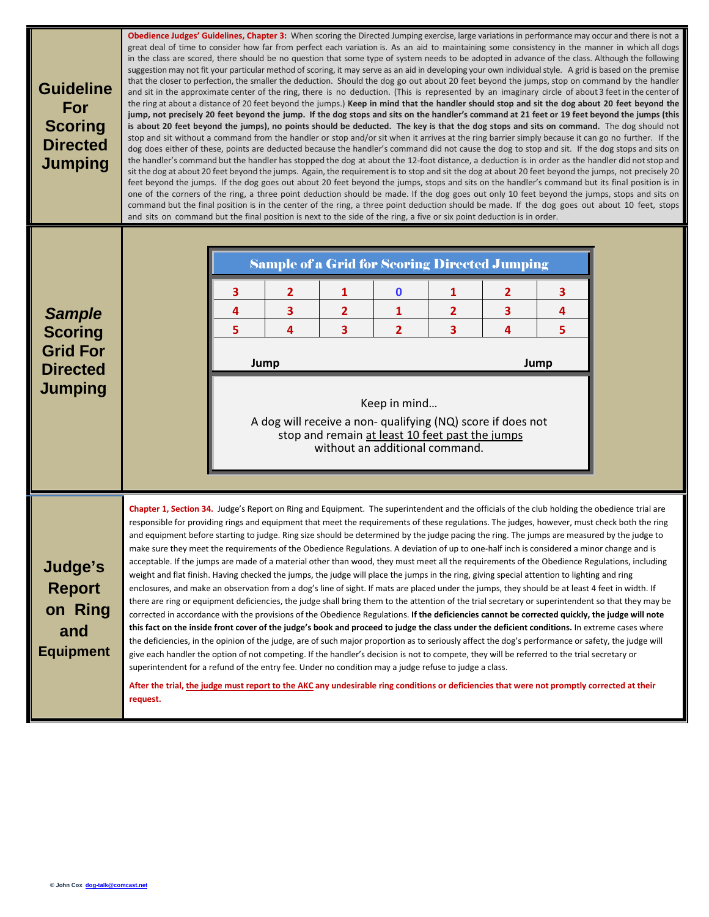## Guideline For Scoring Directed Jumping

**Obedience Judges' Guidelines, Chapter 3:** When scoring the Directed Jumping exercise, large variations in performance may occur and there is not a great deal of time to consider how far from perfect each variation is. As an aid to maintaining some consistency in the manner in which all dogs in the class are scored, there should be no question that some type of system needs to be adopted in advance of the class. Although the following suggestion may not fit your particular method of scoring, it may serve as an aid in developing your own individual style. A grid is based on the premise that the closer to perfection, the smaller the deduction. Should the dog go out about 20 feet beyond the jumps, stop on command by the handler and sit in the approximate center of the ring, there is no deduction. (This is represented by an imaginary circle of about 3 feet in the center of the ring at about a distance of 20 feet beyond the jumps.) **Keep in mind that the handler should stop and sit the dog about 20 feet beyond the jump, not precisely 20 feet beyond the jump. If the dog stops and sits on the handler's command at 21 feet or 19 feet beyond the jumps (this is about 20 feet beyond the jumps), no points should be deducted. The key is that the dog stops and sits on command.** The dog should not stop and sit without a command from the handler or stop and/or sit when it arrives at the ring barrier simply because it can go no further. If the dog does either of these, points are deducted because the handler's command did not cause the dog to stop and sit. If the dog stops and sits on the handler's command but the handler has stopped the dog at about the 12-foot distance, a deduction is in order as the handler did not stop and sit the dog at about 20 feet beyond the jumps. Again, the requirement is to stop and sit the dog at about 20 feet beyond the jumps, not precisely 20 feet beyond the jumps. If the dog goes out about 20 feet beyond the jumps, stops and sits on the handler's command but its final position is in one of the corners of the ring, a three point deduction should be made. If the dog goes out only 10 feet beyond the jumps, stops and sits on command but the final position is in the center of the ring, a three point deduction should be made. If the dog goes out about 10 feet, stops and sits on command but the final position is next to the side of the ring, a five or six point deduction is in order.

## *Sample* Scoring Grid For Directed Jumping

**Sample of a Grid for Scoring Directed Jumping**

| | | | | | | |
|---|---|---|---|---|---|---|
| 3 | 2 | 1 | 0 | 1 | 2 | 3 |
| 4 | 3 | 2 | 1 | 2 | 3 | 4 |
| 5 | 4 | 3 | 2 | 3 | 4 | 5 |

Jump                                        Jump

Keep in mind…
A dog will receive a non- qualifying (NQ) score if does not stop and remain <u>at least 10 feet past the jumps</u> without an additional command.

## Judge's Report on Ring and Equipment

**Chapter 1, Section 34.** Judge's Report on Ring and Equipment. The superintendent and the officials of the club holding the obedience trial are responsible for providing rings and equipment that meet the requirements of these regulations. The judges, however, must check both the ring and equipment before starting to judge. Ring size should be determined by the judge pacing the ring. The jumps are measured by the judge to make sure they meet the requirements of the Obedience Regulations. A deviation of up to one-half inch is considered a minor change and is acceptable. If the jumps are made of a material other than wood, they must meet all the requirements of the Obedience Regulations, including weight and flat finish. Having checked the jumps, the judge will place the jumps in the ring, giving special attention to lighting and ring enclosures, and make an observation from a dog's line of sight. If mats are placed under the jumps, they should be at least 4 feet in width. If there are ring or equipment deficiencies, the judge shall bring them to the attention of the trial secretary or superintendent so that they may be corrected in accordance with the provisions of the Obedience Regulations. **If the deficiencies cannot be corrected quickly, the judge will note this fact on the inside front cover of the judge's book and proceed to judge the class under the deficient conditions.** In extreme cases where the deficiencies, in the opinion of the judge, are of such major proportion as to seriously affect the dog's performance or safety, the judge will give each handler the option of not competing. If the handler's decision is not to compete, they will be referred to the trial secretary or superintendent for a refund of the entry fee. Under no condition may a judge refuse to judge a class.

**After the trial, <u>the judge must report to the AKC</u> any undesirable ring conditions or deficiencies that were not promptly corrected at their request.**

© John Cox dog-talk@comcast.net